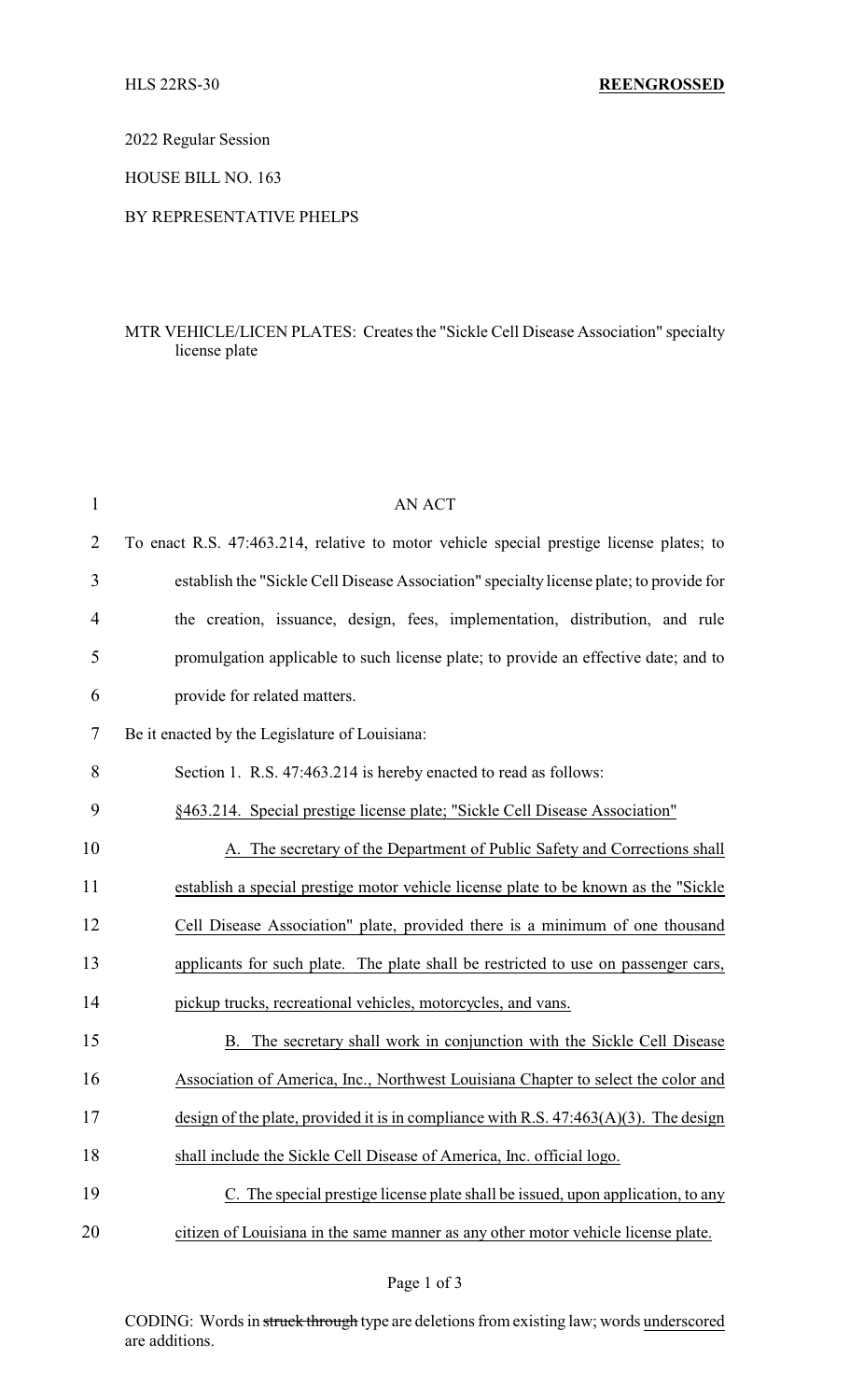HLS 22RS-30 **REENGROSSED**

2022 Regular Session

HOUSE BILL NO. 163

BY REPRESENTATIVE PHELPS

MTR VEHICLE/LICEN PLATES: Creates the "Sickle Cell Disease Association" specialty license plate

AN ACT

To enact R.S. 47:463.214, relative to motor vehicle special prestige license plates; to establish the "Sickle Cell Disease Association" specialty license plate; to provide for the creation, issuance, design, fees, implementation, distribution, and rule promulgation applicable to such license plate; to provide an effective date; and to provide for related matters.

Be it enacted by the Legislature of Louisiana:

Section 1. R.S. 47:463.214 is hereby enacted to read as follows:

<u>§463.214. Special prestige license plate; "Sickle Cell Disease Association"</u>

<u>A. The secretary of the Department of Public Safety and Corrections shall establish a special prestige motor vehicle license plate to be known as the "Sickle Cell Disease Association" plate, provided there is a minimum of one thousand applicants for such plate. The plate shall be restricted to use on passenger cars, pickup trucks, recreational vehicles, motorcycles, and vans.</u>

<u>B. The secretary shall work in conjunction with the Sickle Cell Disease Association of America, Inc., Northwest Louisiana Chapter to select the color and design of the plate, provided it is in compliance with R.S. 47:463(A)(3). The design shall include the Sickle Cell Disease of America, Inc. official logo.</u>

<u>C. The special prestige license plate shall be issued, upon application, to any citizen of Louisiana in the same manner as any other motor vehicle license plate.</u>

CODING: Words in ~~struck through~~ type are deletions from existing law; words <u>underscored</u> are additions.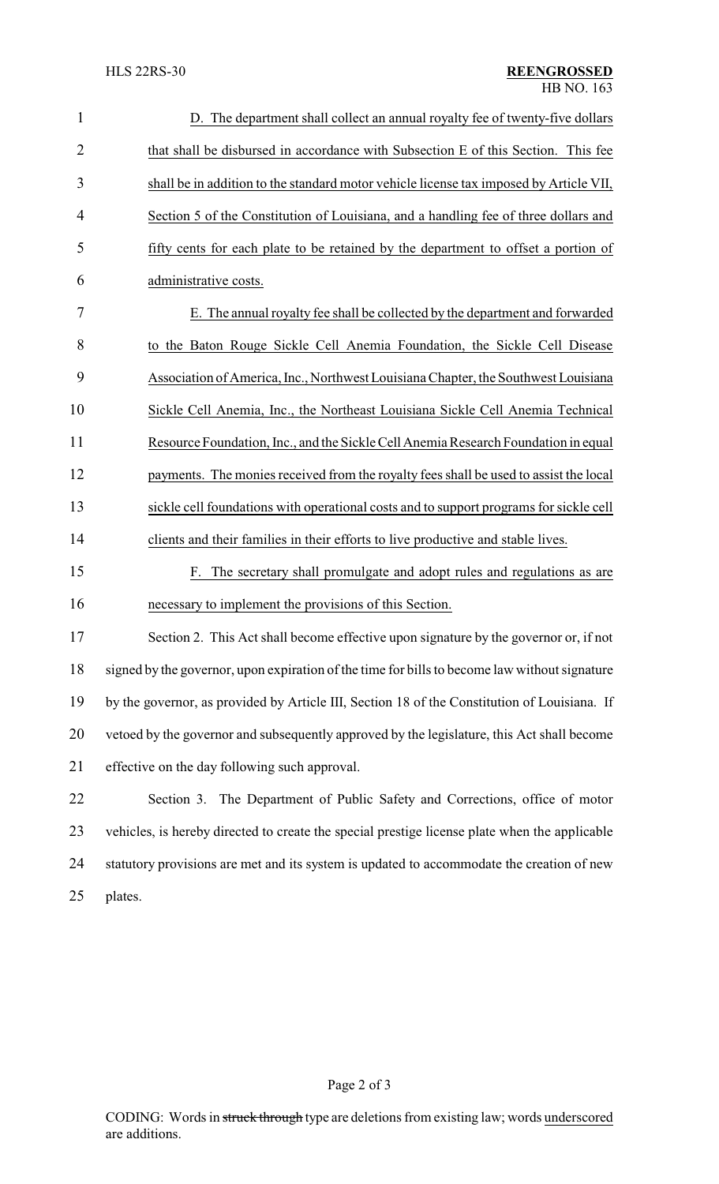D. The department shall collect an annual royalty fee of twenty-five dollars that shall be disbursed in accordance with Subsection E of this Section. This fee shall be in addition to the standard motor vehicle license tax imposed by Article VII, Section 5 of the Constitution of Louisiana, and a handling fee of three dollars and fifty cents for each plate to be retained by the department to offset a portion of administrative costs.

E. The annual royalty fee shall be collected by the department and forwarded to the Baton Rouge Sickle Cell Anemia Foundation, the Sickle Cell Disease Association of America, Inc., Northwest Louisiana Chapter, the Southwest Louisiana Sickle Cell Anemia, Inc., the Northeast Louisiana Sickle Cell Anemia Technical Resource Foundation, Inc., and the Sickle Cell Anemia Research Foundation in equal payments. The monies received from the royalty fees shall be used to assist the local sickle cell foundations with operational costs and to support programs for sickle cell clients and their families in their efforts to live productive and stable lives.

F. The secretary shall promulgate and adopt rules and regulations as are necessary to implement the provisions of this Section.

Section 2. This Act shall become effective upon signature by the governor or, if not signed by the governor, upon expiration of the time for bills to become law without signature by the governor, as provided by Article III, Section 18 of the Constitution of Louisiana. If vetoed by the governor and subsequently approved by the legislature, this Act shall become effective on the day following such approval.

Section 3. The Department of Public Safety and Corrections, office of motor vehicles, is hereby directed to create the special prestige license plate when the applicable statutory provisions are met and its system is updated to accommodate the creation of new plates.

CODING: Words in ~~struck through~~ type are deletions from existing law; words underscored are additions.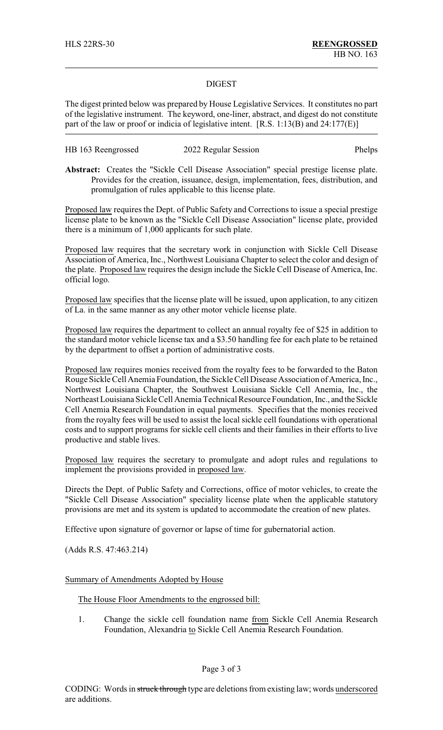HLS 22RS-30 **REENGROSSED**
HB NO. 163

## DIGEST

The digest printed below was prepared by House Legislative Services. It constitutes no part of the legislative instrument. The keyword, one-liner, abstract, and digest do not constitute part of the law or proof or indicia of legislative intent. [R.S. 1:13(B) and 24:177(E)]

HB 163 Reengrossed 2022 Regular Session Phelps

**Abstract:** Creates the "Sickle Cell Disease Association" special prestige license plate. Provides for the creation, issuance, design, implementation, fees, distribution, and promulgation of rules applicable to this license plate.

Proposed law requires the Dept. of Public Safety and Corrections to issue a special prestige license plate to be known as the "Sickle Cell Disease Association" license plate, provided there is a minimum of 1,000 applicants for such plate.

Proposed law requires that the secretary work in conjunction with Sickle Cell Disease Association of America, Inc., Northwest Louisiana Chapter to select the color and design of the plate. Proposed law requires the design include the Sickle Cell Disease of America, Inc. official logo.

Proposed law specifies that the license plate will be issued, upon application, to any citizen of La. in the same manner as any other motor vehicle license plate.

Proposed law requires the department to collect an annual royalty fee of $25 in addition to the standard motor vehicle license tax and a $3.50 handling fee for each plate to be retained by the department to offset a portion of administrative costs.

Proposed law requires monies received from the royalty fees to be forwarded to the Baton Rouge Sickle Cell Anemia Foundation, the Sickle Cell Disease Association of America, Inc., Northwest Louisiana Chapter, the Southwest Louisiana Sickle Cell Anemia, Inc., the Northeast Louisiana Sickle Cell Anemia Technical Resource Foundation, Inc., and the Sickle Cell Anemia Research Foundation in equal payments. Specifies that the monies received from the royalty fees will be used to assist the local sickle cell foundations with operational costs and to support programs for sickle cell clients and their families in their efforts to live productive and stable lives.

Proposed law requires the secretary to promulgate and adopt rules and regulations to implement the provisions provided in proposed law.

Directs the Dept. of Public Safety and Corrections, office of motor vehicles, to create the "Sickle Cell Disease Association" speciality license plate when the applicable statutory provisions are met and its system is updated to accommodate the creation of new plates.

Effective upon signature of governor or lapse of time for gubernatorial action.

(Adds R.S. 47:463.214)

Summary of Amendments Adopted by House

The House Floor Amendments to the engrossed bill:

1. Change the sickle cell foundation name from Sickle Cell Anemia Research Foundation, Alexandria to Sickle Cell Anemia Research Foundation.

CODING: Words in ~~struck through~~ type are deletions from existing law; words underscored are additions.